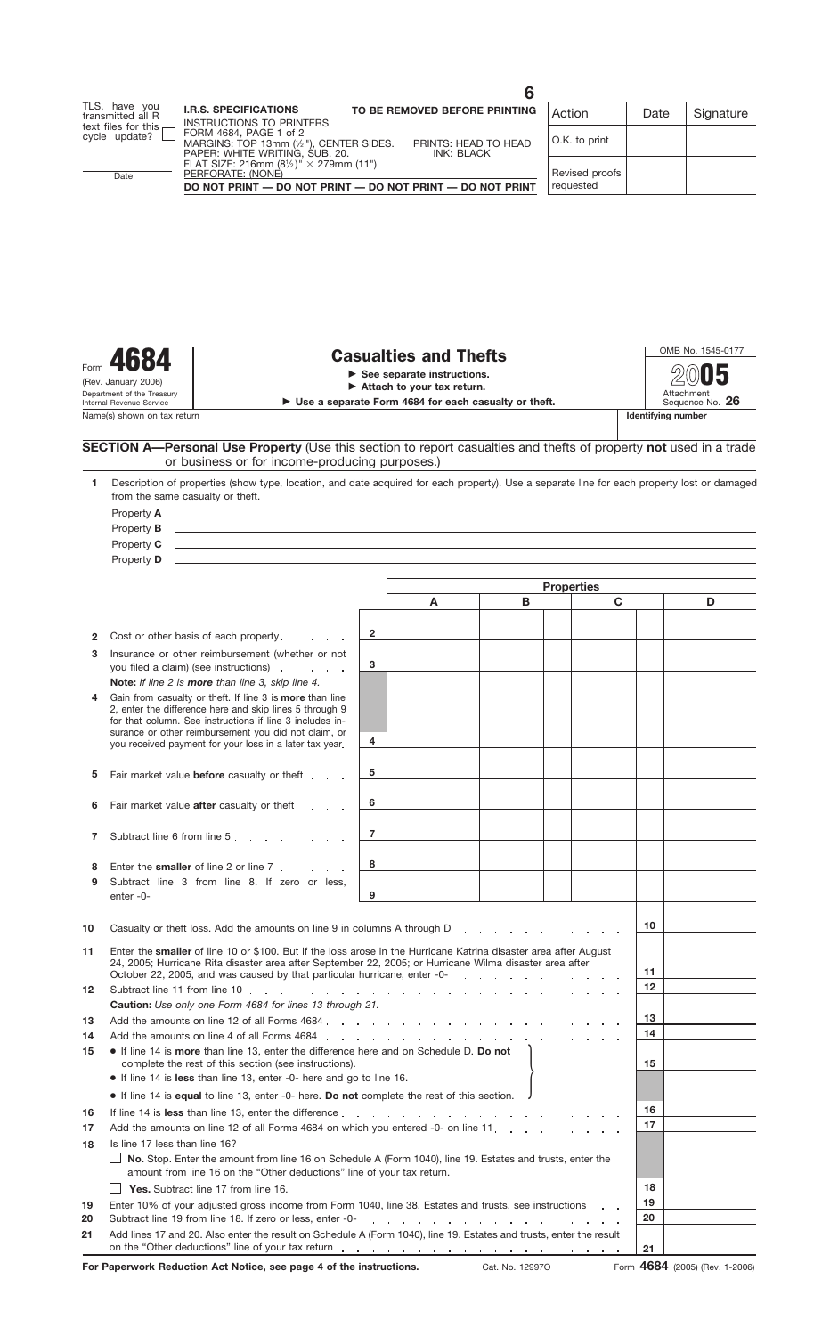TLS, have you transmitted all R text files for this cycle update? ☐

Date

| **I.R.S. SPECIFICATIONS** | **TO BE REMOVED BEFORE PRINTING** |
|---|---|
| INSTRUCTIONS TO PRINTERS FORM 4684, PAGE 1 of 2 MARGINS: TOP 13mm (½"), CENTER SIDES. PAPER: WHITE WRITING, SUB. 20. FLAT SIZE: 216mm (8½") × 279mm (11") PERFORATE: (NONE) | PRINTS: HEAD TO HEAD INK: BLACK |
| **DO NOT PRINT — DO NOT PRINT — DO NOT PRINT — DO NOT PRINT** | |

6

| Action | Date | Signature |
|---|---|---|
| O.K. to print | | |
| Revised proofs requested | | |

Form **4684** (Rev. January 2006) Department of the Treasury Internal Revenue Service

# Casualties and Thefts

► See separate instructions.
► Attach to your tax return.
► Use a separate Form 4684 for each casualty or theft.

OMB No. 1545-0177
**2005**
Attachment Sequence No. **26**

Name(s) shown on tax return | **Identifying number**

**SECTION A—Personal Use Property** (Use this section to report casualties and thefts of property **not** used in a trade or business or for income-producing purposes.)

**1** Description of properties (show type, location, and date acquired for each property). Use a separate line for each property lost or damaged from the same casualty or theft.

Property **A** ____________________
Property **B** ____________________
Property **C** ____________________
Property **D** ____________________

| | | | Properties | | | |
|---|---|---|---|---|---|---|
| | | | **A** | **B** | **C** | **D** |
| **2** | Cost or other basis of each property | **2** | | | | |
| **3** | Insurance or other reimbursement (whether or not you filed a claim) (see instructions) | **3** | | | | |
| | **Note:** *If line 2 is **more** than line 3, skip line 4.* | | | | | |
| **4** | Gain from casualty or theft. If line 3 is **more** than line 2, enter the difference here and skip lines 5 through 9 for that column. See instructions if line 3 includes insurance or other reimbursement you did not claim, or you received payment for your loss in a later tax year | **4** | | | | |
| **5** | Fair market value **before** casualty or theft | **5** | | | | |
| **6** | Fair market value **after** casualty or theft | **6** | | | | |
| **7** | Subtract line 6 from line 5 | **7** | | | | |
| **8** | Enter the **smaller** of line 2 or line 7 | **8** | | | | |
| **9** | Subtract line 3 from line 8. If zero or less, enter -0- | **9** | | | | |

| | | | |
|---|---|---|---|
| **10** | Casualty or theft loss. Add the amounts on line 9 in columns A through D | **10** | |
| **11** | Enter the **smaller** of line 10 or $100. But if the loss arose in the Hurricane Katrina disaster area after August 24, 2005; Hurricane Rita disaster area after September 22, 2005; or Hurricane Wilma disaster area after October 22, 2005, and was caused by that particular hurricane, enter -0- | **11** | |
| **12** | Subtract line 11 from line 10 | **12** | |
| | **Caution:** *Use only one Form 4684 for lines 13 through 21.* | | |
| **13** | Add the amounts on line 12 of all Forms 4684 | **13** | |
| **14** | Add the amounts on line 4 of all Forms 4684 | **14** | |
| **15** | • If line 14 is **more** than line 13, enter the difference here and on Schedule D. **Do not** complete the rest of this section (see instructions). • If line 14 is **less** than line 13, enter -0- here and go to line 16. • If line 14 is **equal** to line 13, enter -0- here. **Do not** complete the rest of this section. | **15** | |
| **16** | If line 14 is **less** than line 13, enter the difference | **16** | |
| **17** | Add the amounts on line 12 of all Forms 4684 on which you entered -0- on line 11 | **17** | |
| **18** | Is line 17 less than line 16? ☐ **No.** Stop. Enter the amount from line 16 on Schedule A (Form 1040), line 19. Estates and trusts, enter the amount from line 16 on the "Other deductions" line of your tax return. ☐ **Yes.** Subtract line 17 from line 16. | **18** | |
| **19** | Enter 10% of your adjusted gross income from Form 1040, line 38. Estates and trusts, see instructions | **19** | |
| **20** | Subtract line 19 from line 18. If zero or less, enter -0- | **20** | |
| **21** | Add lines 17 and 20. Also enter the result on Schedule A (Form 1040), line 19. Estates and trusts, enter the result on the "Other deductions" line of your tax return | **21** | |

**For Paperwork Reduction Act Notice, see page 4 of the instructions.** Cat. No. 12997O Form **4684** (2005) (Rev. 1-2006)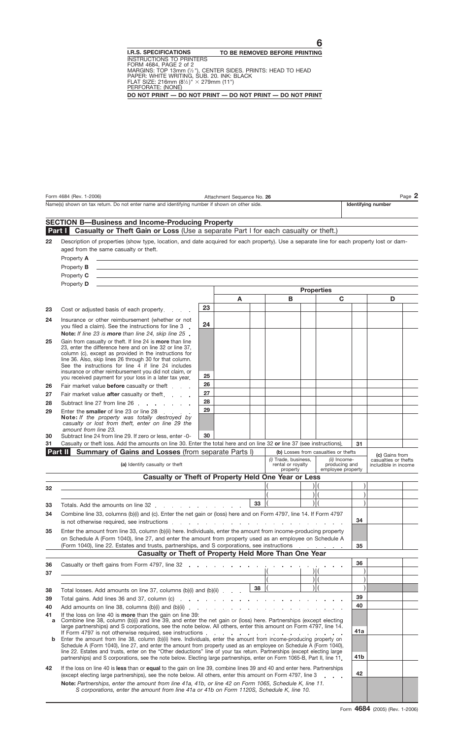6

**I.R.S. SPECIFICATIONS** **TO BE REMOVED BEFORE PRINTING**

INSTRUCTIONS TO PRINTERS
FORM 4684, PAGE 2 of 2
MARGINS: TOP 13mm (½"), CENTER SIDES. PRINTS: HEAD TO HEAD
PAPER: WHITE WRITING, SUB. 20. INK: BLACK
FLAT SIZE: 216mm (8½") × 279mm (11")
PERFORATE: (NONE)

**DO NOT PRINT — DO NOT PRINT — DO NOT PRINT — DO NOT PRINT**

Form 4684 (Rev. 1-2006) Attachment Sequence No. **26** Page **2**

Name(s) shown on tax return. Do not enter name and identifying number if shown on other side. | **Identifying number**

## SECTION B—Business and Income-Producing Property

### Part I Casualty or Theft Gain or Loss (Use a separate Part I for each casualty or theft.)

**22** Description of properties (show type, location, and date acquired for each property). Use a separate line for each property lost or damaged from the same casualty or theft.

Property **A** ____________________

Property **B** ____________________

Property **C** ____________________

Property **D** ____________________

| | | | Properties | | | |
|---|---|---|---|---|---|---|
| | | | **A** | **B** | **C** | **D** |
| **23** | Cost or adjusted basis of each property | 23 | | | | |
| **24** | Insurance or other reimbursement (whether or not you filed a claim). See the instructions for line 3 | 24 | | | | |
| | **Note:** *If line 23 is* ***more*** *than line 24, skip line 25* | | | | | |
| **25** | Gain from casualty or theft. If line 24 is **more** than line 23, enter the difference here and on line 32 or line 37, column (c), except as provided in the instructions for line 36. Also, skip lines 26 through 30 for that column. See the instructions for line 4 if line 24 includes insurance or other reimbursement you did not claim, or you received payment for your loss in a later tax year | 25 | | | | |
| **26** | Fair market value **before** casualty or theft | 26 | | | | |
| **27** | Fair market value **after** casualty or theft | 27 | | | | |
| **28** | Subtract line 27 from line 26 | 28 | | | | |
| **29** | Enter the **smaller** of line 23 or line 28 | 29 | | | | |
| | **Note:** *If the property was totally destroyed by casualty or lost from theft, enter on line 29 the amount from line 23.* | | | | | |
| **30** | Subtract line 24 from line 29. If zero or less, enter -0- | 30 | | | | |

**31** Casualty or theft loss. Add the amounts on line 30. Enter the total here and on line 32 **or** line 37 (see instructions) | **31** | 

### Part II Summary of Gains and Losses (from separate Parts I)

| | (a) Identify casualty or theft | | (b) Losses from casualties or thefts (i) Trade, business, rental or royalty property | (b) Losses from casualties or thefts (ii) Income-producing and employee property | | (c) Gains from casualties or thefts includible in income |
|---|---|---|---|---|---|---|
| | **Casualty or Theft of Property Held One Year or Less** | | | | | |
| **32** | | | ( ) | ( ) | | |
| | | | ( ) | ( ) | | |
| **33** | Totals. Add the amounts on line 32 | 33 | ( ) | ( ) | | |
| **34** | Combine line 33, columns (b)(i) and (c). Enter the net gain or (loss) here and on Form 4797, line 14. If Form 4797 is not otherwise required, see instructions | | | | 34 | |
| **35** | Enter the amount from line 33, column (b)(ii) here. Individuals, enter the amount from income-producing property on Schedule A (Form 1040), line 27, and enter the amount from property used as an employee on Schedule A (Form 1040), line 22. Estates and trusts, partnerships, and S corporations, see instructions | | | | 35 | |
| | **Casualty or Theft of Property Held More Than One Year** | | | | | |
| **36** | Casualty or theft gains from Form 4797, line 32 | | | | 36 | |
| **37** | | | ( ) | ( ) | | |
| | | | ( ) | ( ) | | |
| **38** | Total losses. Add amounts on line 37, columns (b)(i) and (b)(ii) | 38 | ( ) | ( ) | | |
| **39** | Total gains. Add lines 36 and 37, column (c) | | | | 39 | |
| **40** | Add amounts on line 38, columns (b)(i) and (b)(ii) | | | | 40 | |
| **41** | If the loss on line 40 is **more** than the gain on line 39: | | | | | |
| **a** | Combine line 38, column (b)(i) and line 39, and enter the net gain or (loss) here. Partnerships (except electing large partnerships) and S corporations, see the note below. All others, enter this amount on Form 4797, line 14. If Form 4797 is not otherwise required, see instructions | | | | 41a | |
| **b** | Enter the amount from line 38, column (b)(ii) here. Individuals, enter the amount from income-producing property on Schedule A (Form 1040), line 27, and enter the amount from property used as an employee on Schedule A (Form 1040), line 22. Estates and trusts, enter on the "Other deductions" line of your tax return. Partnerships (except electing large partnerships) and S corporations, see the note below. Electing large partnerships, enter on Form 1065-B, Part II, line 11 | | | | 41b | |
| **42** | If the loss on line 40 is **less** than or **equal** to the gain on line 39, combine lines 39 and 40 and enter here. Partnerships (except electing large partnerships), see the note below. All others, enter this amount on Form 4797, line 3 | | | | 42 | |

**Note:** *Partnerships, enter the amount from line 41a, 41b, or line 42 on Form 1065, Schedule K, line 11. S corporations, enter the amount from line 41a or 41b on Form 1120S, Schedule K, line 10.*

Form **4684** (2005) (Rev. 1-2006)